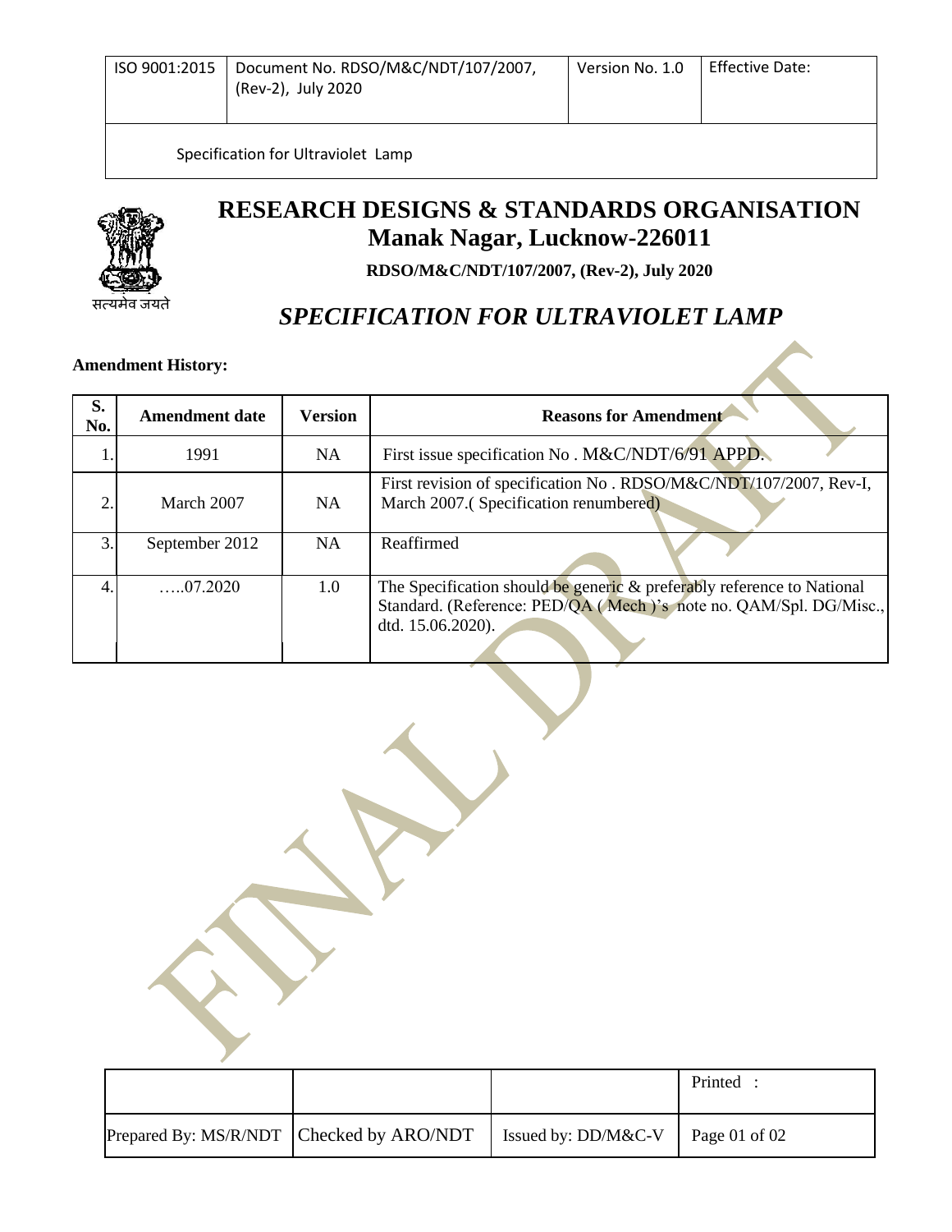| ISO 9001:2015 | Document No. RDSO/M&C/NDT/107/2007, (Rev-2), July 2020 | Version No. 1.0 | Effective Date: |
|---|---|---|---|
| Specification for Ultraviolet Lamp | | | |

सत्यमेव जयते

# RESEARCH DESIGNS & STANDARDS ORGANISATION
## Manak Nagar, Lucknow-226011

**RDSO/M&C/NDT/107/2007, (Rev-2), July 2020**

## *SPECIFICATION FOR ULTRAVIOLET LAMP*

**Amendment History:**

| S. No. | Amendment date | Version | Reasons for Amendment |
|---|---|---|---|
| 1. | 1991 | NA | First issue specification No . M&C/NDT/6/91 APPD. |
| 2. | March 2007 | NA | First revision of specification No . RDSO/M&C/NDT/107/2007, Rev-I, March 2007.( Specification renumbered) |
| 3. | September 2012 | NA | Reaffirmed |
| 4. | …..07.2020 | 1.0 | The Specification should be generic & preferably reference to National Standard. (Reference: PED/QA ( Mech )'s note no. QAM/Spl. DG/Misc., dtd. 15.06.2020). |

FINAL DRAFT

| | | | Printed : |
|---|---|---|---|
| Prepared By: MS/R/NDT | Checked by ARO/NDT | Issued by: DD/M&C-V | |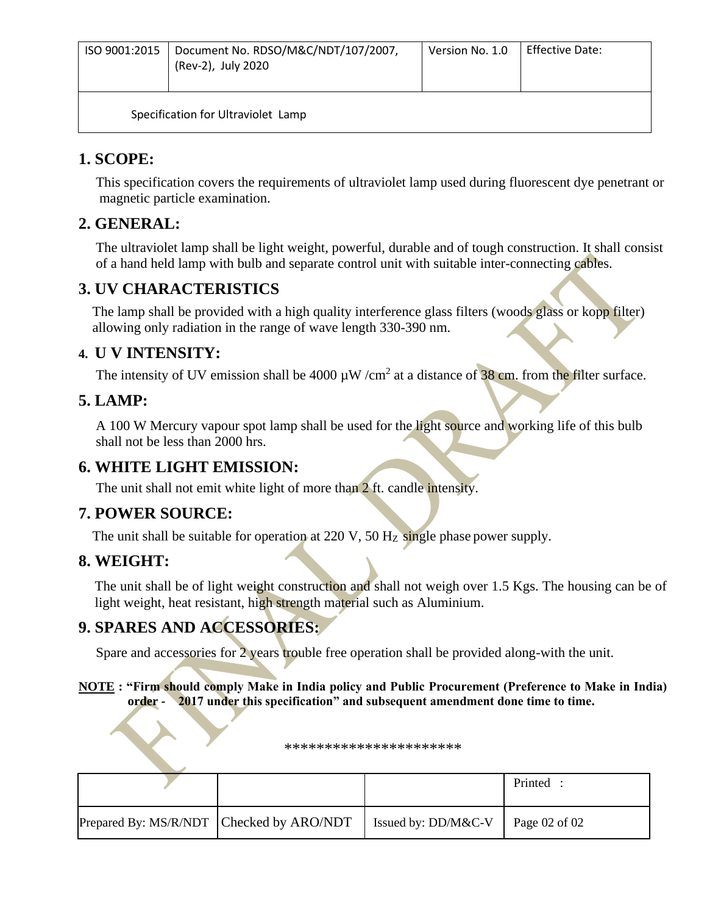## 1. SCOPE:

This specification covers the requirements of ultraviolet lamp used during fluorescent dye penetrant or magnetic particle examination.

## 2. GENERAL:

The ultraviolet lamp shall be light weight, powerful, durable and of tough construction. It shall consist of a hand held lamp with bulb and separate control unit with suitable inter-connecting cables.

## 3. UV CHARACTERISTICS

The lamp shall be provided with a high quality interference glass filters (woods glass or kopp filter) allowing only radiation in the range of wave length 330-390 nm.

## 4. U V INTENSITY:

The intensity of UV emission shall be 4000 µW /cm$^2$ at a distance of 38 cm. from the filter surface.

## 5. LAMP:

A 100 W Mercury vapour spot lamp shall be used for the light source and working life of this bulb shall not be less than 2000 hrs.

## 6. WHITE LIGHT EMISSION:

The unit shall not emit white light of more than 2 ft. candle intensity.

## 7. POWER SOURCE:

The unit shall be suitable for operation at 220 V, 50 $H_Z$ single phase power supply.

## 8. WEIGHT:

The unit shall be of light weight construction and shall not weigh over 1.5 Kgs. The housing can be of light weight, heat resistant, high strength material such as Aluminium.

## 9. SPARES AND ACCESSORIES:

Spare and accessories for 2 years trouble free operation shall be provided along-with the unit.

**NOTE : "Firm should comply Make in India policy and Public Procurement (Preference to Make in India) order - 2017 under this specification" and subsequent amendment done time to time.**

*********************

| | | | |
|---|---|---|---|
| | | | Printed : |
| Prepared By: MS/R/NDT | Checked by ARO/NDT | Issued by: DD/M&C-V | |